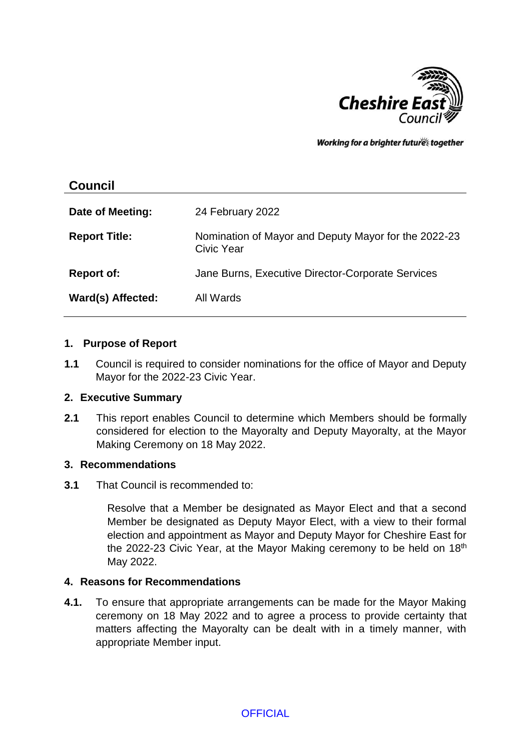Working for a brighter future together

## Council

| | |
|---|---|
| **Date of Meeting:** | 24 February 2022 |
| **Report Title:** | Nomination of Mayor and Deputy Mayor for the 2022-23 Civic Year |
| **Report of:** | Jane Burns, Executive Director-Corporate Services |
| **Ward(s) Affected:** | All Wards |

### 1. Purpose of Report

**1.1** Council is required to consider nominations for the office of Mayor and Deputy Mayor for the 2022-23 Civic Year.

### 2. Executive Summary

**2.1** This report enables Council to determine which Members should be formally considered for election to the Mayoralty and Deputy Mayoralty, at the Mayor Making Ceremony on 18 May 2022.

### 3. Recommendations

**3.1** That Council is recommended to:

Resolve that a Member be designated as Mayor Elect and that a second Member be designated as Deputy Mayor Elect, with a view to their formal election and appointment as Mayor and Deputy Mayor for Cheshire East for the 2022-23 Civic Year, at the Mayor Making ceremony to be held on 18th May 2022.

### 4. Reasons for Recommendations

**4.1.** To ensure that appropriate arrangements can be made for the Mayor Making ceremony on 18 May 2022 and to agree a process to provide certainty that matters affecting the Mayoralty can be dealt with in a timely manner, with appropriate Member input.

OFFICIAL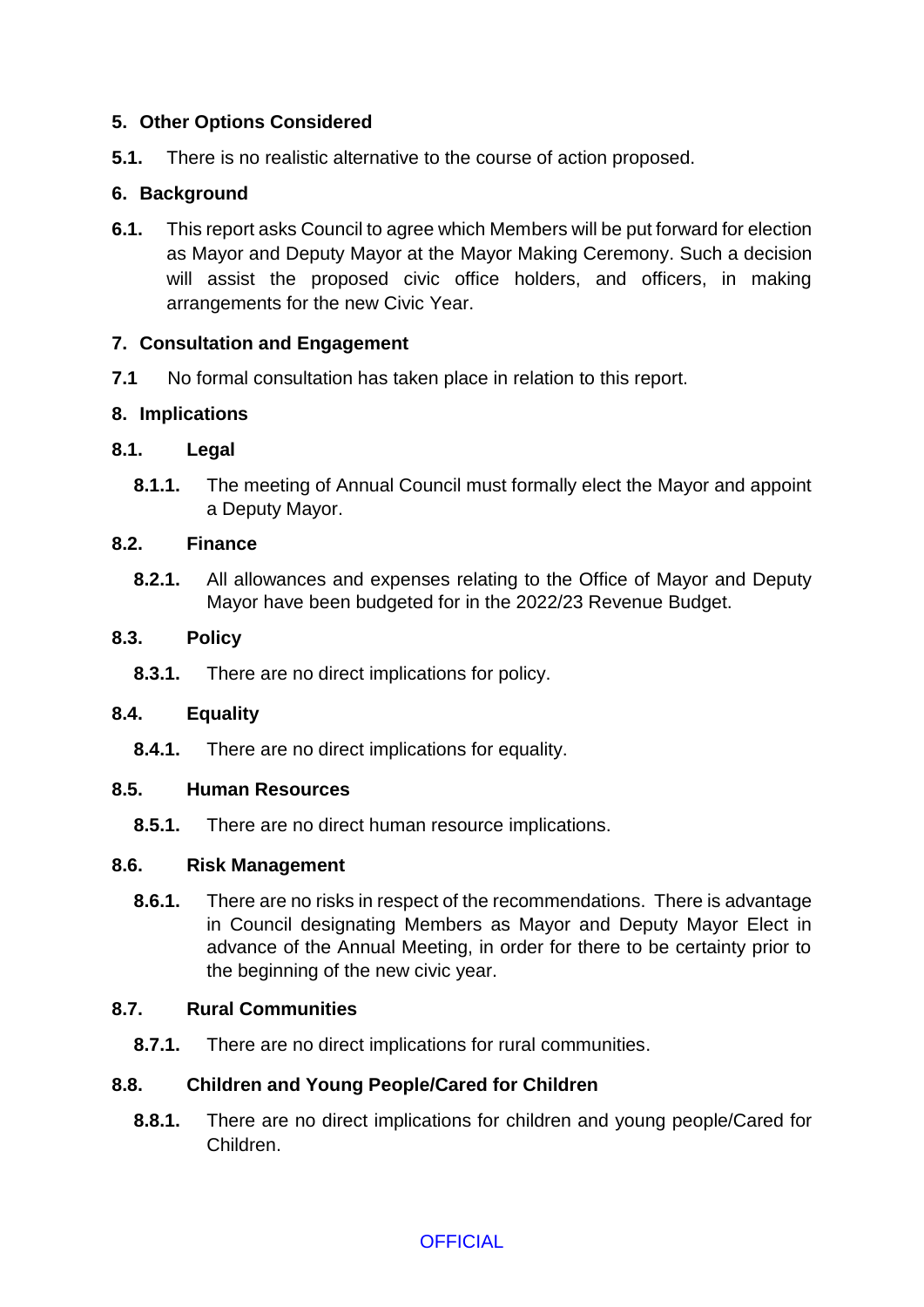## 5. Other Options Considered

**5.1.** There is no realistic alternative to the course of action proposed.

## 6. Background

**6.1.** This report asks Council to agree which Members will be put forward for election as Mayor and Deputy Mayor at the Mayor Making Ceremony. Such a decision will assist the proposed civic office holders, and officers, in making arrangements for the new Civic Year.

## 7. Consultation and Engagement

**7.1** No formal consultation has taken place in relation to this report.

## 8. Implications

### 8.1. Legal

**8.1.1.** The meeting of Annual Council must formally elect the Mayor and appoint a Deputy Mayor.

### 8.2. Finance

**8.2.1.** All allowances and expenses relating to the Office of Mayor and Deputy Mayor have been budgeted for in the 2022/23 Revenue Budget.

### 8.3. Policy

**8.3.1.** There are no direct implications for policy.

### 8.4. Equality

**8.4.1.** There are no direct implications for equality.

### 8.5. Human Resources

**8.5.1.** There are no direct human resource implications.

### 8.6. Risk Management

**8.6.1.** There are no risks in respect of the recommendations. There is advantage in Council designating Members as Mayor and Deputy Mayor Elect in advance of the Annual Meeting, in order for there to be certainty prior to the beginning of the new civic year.

### 8.7. Rural Communities

**8.7.1.** There are no direct implications for rural communities.

### 8.8. Children and Young People/Cared for Children

**8.8.1.** There are no direct implications for children and young people/Cared for Children.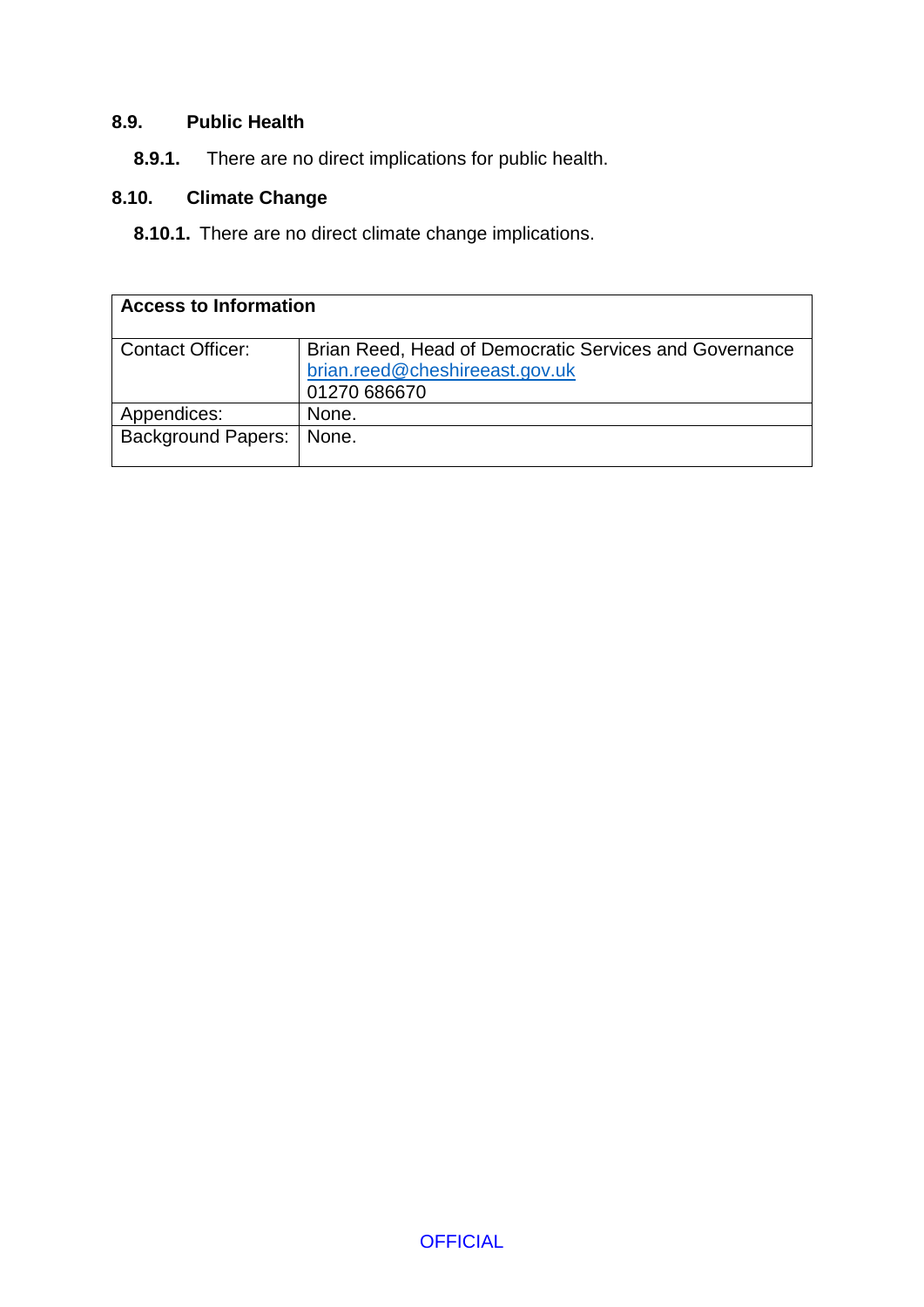### 8.9. Public Health

**8.9.1.** There are no direct implications for public health.

### 8.10. Climate Change

**8.10.1.** There are no direct climate change implications.

| **Access to Information** | |
|---|---|
| Contact Officer: | Brian Reed, Head of Democratic Services and Governance<br>brian.reed@cheshireeast.gov.uk<br>01270 686670 |
| Appendices: | None. |
| Background Papers: | None. |

OFFICIAL